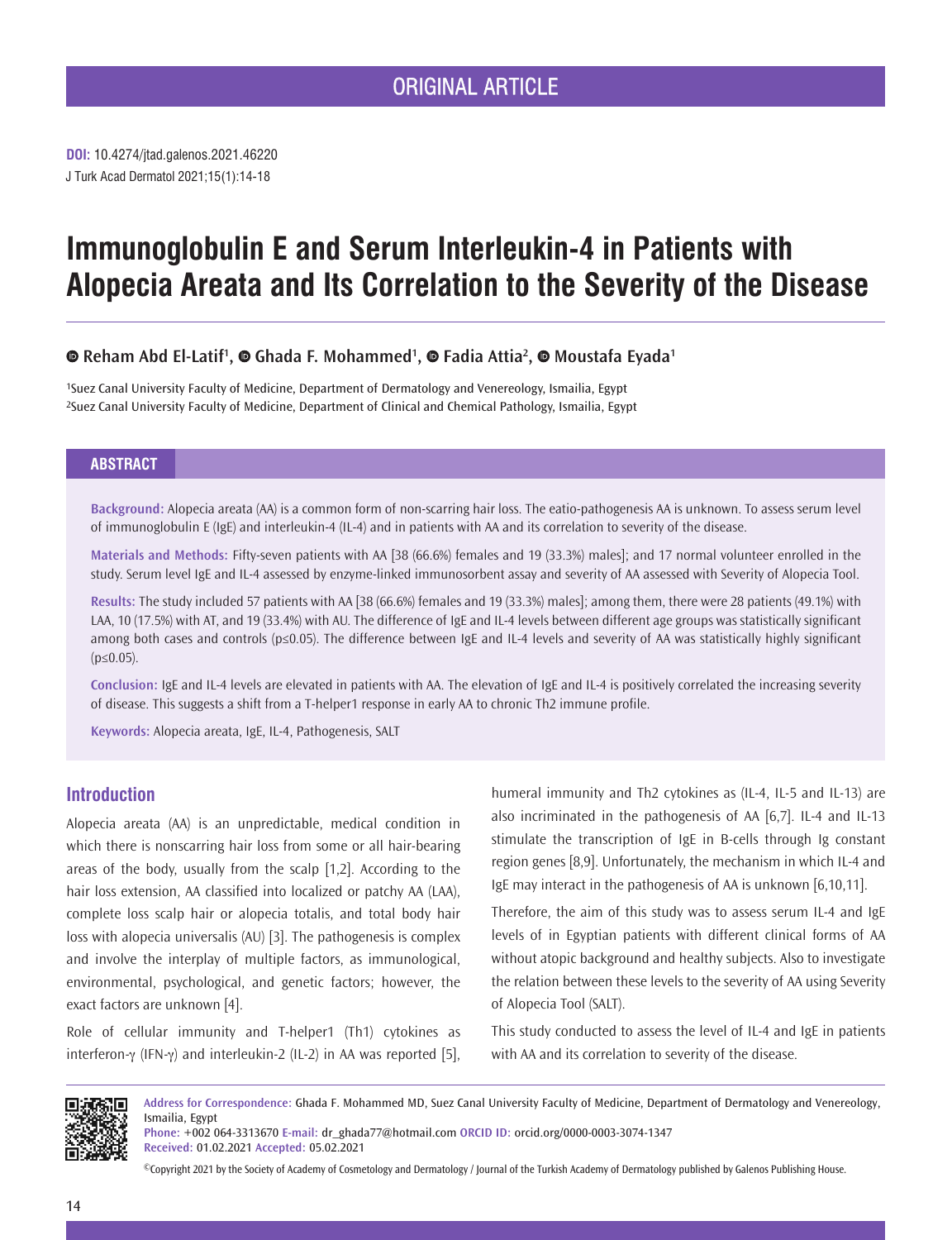ORIGINAL ARTICLE

**DOI:** 10.4274/jtad.galenos.2021.46220
J Turk Acad Dermatol 2021;15(1):14-18

# Immunoglobulin E and Serum Interleukin-4 in Patients with Alopecia Areata and Its Correlation to the Severity of the Disease

**Reham Abd El-Latif[1], Ghada F. Mohammed[1], Fadia Attia[2], Moustafa Eyada[1]**

[1]Suez Canal University Faculty of Medicine, Department of Dermatology and Venereology, Ismailia, Egypt
[2]Suez Canal University Faculty of Medicine, Department of Clinical and Chemical Pathology, Ismailia, Egypt

## ABSTRACT

**Background:** Alopecia areata (AA) is a common form of non-scarring hair loss. The eatio-pathogenesis AA is unknown. To assess serum level of immunoglobulin E (IgE) and interleukin-4 (IL-4) and in patients with AA and its correlation to severity of the disease.

**Materials and Methods:** Fifty-seven patients with AA [38 (66.6%) females and 19 (33.3%) males]; and 17 normal volunteer enrolled in the study. Serum level IgE and IL-4 assessed by enzyme-linked immunosorbent assay and severity of AA assessed with Severity of Alopecia Tool.

**Results:** The study included 57 patients with AA [38 (66.6%) females and 19 (33.3%) males]; among them, there were 28 patients (49.1%) with LAA, 10 (17.5%) with AT, and 19 (33.4%) with AU. The difference of IgE and IL-4 levels between different age groups was statistically significant among both cases and controls ($p \leq 0.05$). The difference between IgE and IL-4 levels and severity of AA was statistically highly significant ($p \leq 0.05$).

**Conclusion:** IgE and IL-4 levels are elevated in patients with AA. The elevation of IgE and IL-4 is positively correlated the increasing severity of disease. This suggests a shift from a T-helper1 response in early AA to chronic Th2 immune profile.

**Keywords:** Alopecia areata, IgE, IL-4, Pathogenesis, SALT

## Introduction

Alopecia areata (AA) is an unpredictable, medical condition in which there is nonscarring hair loss from some or all hair-bearing areas of the body, usually from the scalp [1,2]. According to the hair loss extension, AA classified into localized or patchy AA (LAA), complete loss scalp hair or alopecia totalis, and total body hair loss with alopecia universalis (AU) [3]. The pathogenesis is complex and involve the interplay of multiple factors, as immunological, environmental, psychological, and genetic factors; however, the exact factors are unknown [4].

Role of cellular immunity and T-helper1 (Th1) cytokines as interferon-γ (IFN-γ) and interleukin-2 (IL-2) in AA was reported [5], humeral immunity and Th2 cytokines as (IL-4, IL-5 and IL-13) are also incriminated in the pathogenesis of AA [6,7]. IL-4 and IL-13 stimulate the transcription of IgE in B-cells through Ig constant region genes [8,9]. Unfortunately, the mechanism in which IL-4 and IgE may interact in the pathogenesis of AA is unknown [6,10,11].

Therefore, the aim of this study was to assess serum IL-4 and IgE levels of in Egyptian patients with different clinical forms of AA without atopic background and healthy subjects. Also to investigate the relation between these levels to the severity of AA using Severity of Alopecia Tool (SALT).

This study conducted to assess the level of IL-4 and IgE in patients with AA and its correlation to severity of the disease.

**Address for Correspondence:** Ghada F. Mohammed MD, Suez Canal University Faculty of Medicine, Department of Dermatology and Venereology, Ismailia, Egypt
**Phone:** +002 064-3313670 **E-mail:** dr_ghada77@hotmail.com **ORCID ID:** orcid.org/0000-0003-3074-1347
**Received:** 01.02.2021 **Accepted:** 05.02.2021

©Copyright 2021 by the Society of Academy of Cosmetology and Dermatology / Journal of the Turkish Academy of Dermatology published by Galenos Publishing House.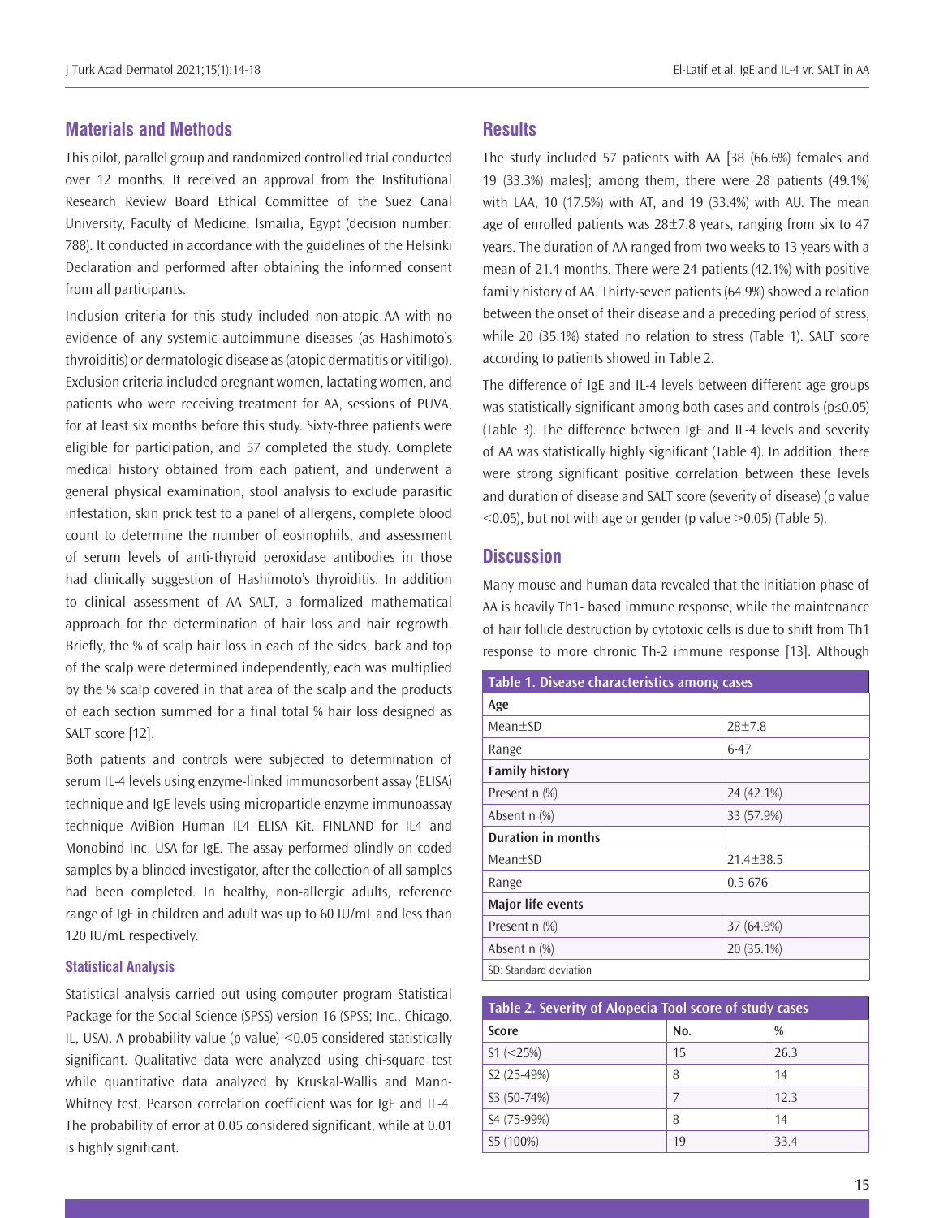## Materials and Methods

This pilot, parallel group and randomized controlled trial conducted over 12 months. It received an approval from the Institutional Research Review Board Ethical Committee of the Suez Canal University, Faculty of Medicine, Ismailia, Egypt (decision number: 788). It conducted in accordance with the guidelines of the Helsinki Declaration and performed after obtaining the informed consent from all participants.

Inclusion criteria for this study included non-atopic AA with no evidence of any systemic autoimmune diseases (as Hashimoto's thyroiditis) or dermatologic disease as (atopic dermatitis or vitiligo). Exclusion criteria included pregnant women, lactating women, and patients who were receiving treatment for AA, sessions of PUVA, for at least six months before this study. Sixty-three patients were eligible for participation, and 57 completed the study. Complete medical history obtained from each patient, and underwent a general physical examination, stool analysis to exclude parasitic infestation, skin prick test to a panel of allergens, complete blood count to determine the number of eosinophils, and assessment of serum levels of anti-thyroid peroxidase antibodies in those had clinically suggestion of Hashimoto's thyroiditis. In addition to clinical assessment of AA SALT, a formalized mathematical approach for the determination of hair loss and hair regrowth. Briefly, the % of scalp hair loss in each of the sides, back and top of the scalp were determined independently, each was multiplied by the % scalp covered in that area of the scalp and the products of each section summed for a final total % hair loss designed as SALT score [12].

Both patients and controls were subjected to determination of serum IL-4 levels using enzyme-linked immunosorbent assay (ELISA) technique and IgE levels using microparticle enzyme immunoassay technique AviBion Human IL4 ELISA Kit. FINLAND for IL4 and Monobind Inc. USA for IgE. The assay performed blindly on coded samples by a blinded investigator, after the collection of all samples had been completed. In healthy, non-allergic adults, reference range of IgE in children and adult was up to 60 IU/mL and less than 120 IU/mL respectively.

### Statistical Analysis

Statistical analysis carried out using computer program Statistical Package for the Social Science (SPSS) version 16 (SPSS; Inc., Chicago, IL, USA). A probability value (p value) $<0.05$ considered statistically significant. Qualitative data were analyzed using chi-square test while quantitative data analyzed by Kruskal-Wallis and Mann-Whitney test. Pearson correlation coefficient was for IgE and IL-4. The probability of error at 0.05 considered significant, while at 0.01 is highly significant.

## Results

The study included 57 patients with AA [38 (66.6%) females and 19 (33.3%) males]; among them, there were 28 patients (49.1%) with LAA, 10 (17.5%) with AT, and 19 (33.4%) with AU. The mean age of enrolled patients was 28±7.8 years, ranging from six to 47 years. The duration of AA ranged from two weeks to 13 years with a mean of 21.4 months. There were 24 patients (42.1%) with positive family history of AA. Thirty-seven patients (64.9%) showed a relation between the onset of their disease and a preceding period of stress, while 20 (35.1%) stated no relation to stress (Table 1). SALT score according to patients showed in Table 2.

The difference of IgE and IL-4 levels between different age groups was statistically significant among both cases and controls ($p \leq 0.05$) (Table 3). The difference between IgE and IL-4 levels and severity of AA was statistically highly significant (Table 4). In addition, there were strong significant positive correlation between these levels and duration of disease and SALT score (severity of disease) (p value $<0.05$), but not with age or gender (p value $>0.05$) (Table 5).

## Discussion

Many mouse and human data revealed that the initiation phase of AA is heavily Th1- based immune response, while the maintenance of hair follicle destruction by cytotoxic cells is due to shift from Th1 response to more chronic Th-2 immune response [13]. Although

**Table 1. Disease characteristics among cases**

| | |
|---|---|
| **Age** | |
| Mean±SD | 28±7.8 |
| Range | 6-47 |
| **Family history** | |
| Present n (%) | 24 (42.1%) |
| Absent n (%) | 33 (57.9%) |
| **Duration in months** | |
| Mean±SD | 21.4±38.5 |
| Range | 0.5-676 |
| **Major life events** | |
| Present n (%) | 37 (64.9%) |
| Absent n (%) | 20 (35.1%) |

SD: Standard deviation

**Table 2. Severity of Alopecia Tool score of study cases**

| Score | No. | % |
|---|---|---|
| S1 (<25%) | 15 | 26.3 |
| S2 (25-49%) | 8 | 14 |
| S3 (50-74%) | 7 | 12.3 |
| S4 (75-99%) | 8 | 14 |
| S5 (100%) | 19 | 33.4 |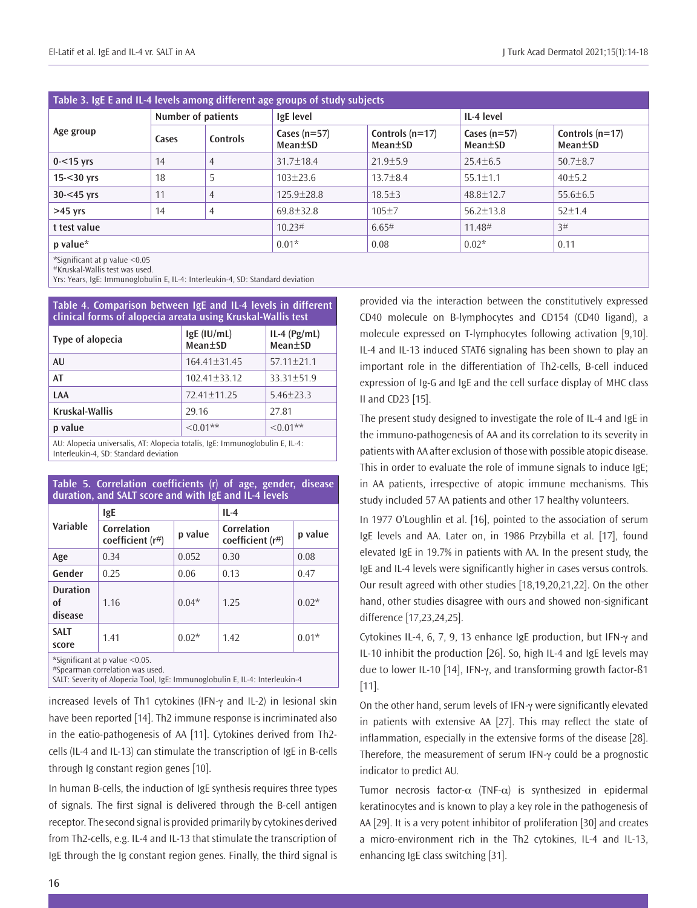**Table 3. IgE E and IL-4 levels among different age groups of study subjects**

| Age group | Number of patients | | IgE level | | IL-4 level | |
|---|---|---|---|---|---|---|
| | Cases | Controls | Cases (n=57) Mean±SD | Controls (n=17) Mean±SD | Cases (n=57) Mean±SD | Controls (n=17) Mean±SD |
| 0-<15 yrs | 14 | 4 | 31.7±18.4 | 21.9±5.9 | 25.4±6.5 | 50.7±8.7 |
| 15-<30 yrs | 18 | 5 | 103±23.6 | 13.7±8.4 | 55.1±1.1 | 40±5.2 |
| 30-<45 yrs | 11 | 4 | 125.9±28.8 | 18.5±3 | 48.8±12.7 | 55.6±6.5 |
| >45 yrs | 14 | 4 | 69.8±32.8 | 105±7 | 56.2±13.8 | 52±1.4 |
| t test value | | | 10.23# | 6.65# | 11.48# | 3# |
| p value* | | | 0.01* | 0.08 | 0.02* | 0.11 |

*Significant at p value <0.05
#Kruskal-Wallis test was used.
Yrs: Years, IgE: Immunoglobulin E, IL-4: Interleukin-4, SD: Standard deviation

**Table 4. Comparison between IgE and IL-4 levels in different clinical forms of alopecia areata using Kruskal-Wallis test**

| Type of alopecia | IgE (IU/mL) Mean±SD | IL-4 (Pg/mL) Mean±SD |
|---|---|---|
| AU | 164.41±31.45 | 57.11±21.1 |
| AT | 102.41±33.12 | 33.31±51.9 |
| LAA | 72.41±11.25 | 5.46±23.3 |
| Kruskal-Wallis | 29.16 | 27.81 |
| p value | <0.01** | <0.01** |

AU: Alopecia universalis, AT: Alopecia totalis, IgE: Immunoglobulin E, IL-4: Interleukin-4, SD: Standard deviation

**Table 5. Correlation coefficients (r) of age, gender, disease duration, and SALT score and with IgE and IL-4 levels**

| Variable | IgE | | IL-4 | |
|---|---|---|---|---|
| | Correlation coefficient (r#) | p value | Correlation coefficient (r#) | p value |
| Age | 0.34 | 0.052 | 0.30 | 0.08 |
| Gender | 0.25 | 0.06 | 0.13 | 0.47 |
| Duration of disease | 1.16 | 0.04* | 1.25 | 0.02* |
| SALT score | 1.41 | 0.02* | 1.42 | 0.01* |

*Significant at p value <0.05.
#Spearman correlation was used.
SALT: Severity of Alopecia Tool, IgE: Immunoglobulin E, IL-4: Interleukin-4

increased levels of Th1 cytokines (IFN-γ and IL-2) in lesional skin have been reported [14]. Th2 immune response is incriminated also in the eatio-pathogenesis of AA [11]. Cytokines derived from Th2-cells (IL-4 and IL-13) can stimulate the transcription of IgE in B-cells through Ig constant region genes [10].

In human B-cells, the induction of IgE synthesis requires three types of signals. The first signal is delivered through the B-cell antigen receptor. The second signal is provided primarily by cytokines derived from Th2-cells, e.g. IL-4 and IL-13 that stimulate the transcription of IgE through the Ig constant region genes. Finally, the third signal is provided via the interaction between the constitutively expressed CD40 molecule on B-lymphocytes and CD154 (CD40 ligand), a molecule expressed on T-lymphocytes following activation [9,10]. IL-4 and IL-13 induced STAT6 signaling has been shown to play an important role in the differentiation of Th2-cells, B-cell induced expression of Ig-G and IgE and the cell surface display of MHC class II and CD23 [15].

The present study designed to investigate the role of IL-4 and IgE in the immuno-pathogenesis of AA and its correlation to its severity in patients with AA after exclusion of those with possible atopic disease. This in order to evaluate the role of immune signals to induce IgE; in AA patients, irrespective of atopic immune mechanisms. This study included 57 AA patients and other 17 healthy volunteers.

In 1977 O'Loughlin et al. [16], pointed to the association of serum IgE levels and AA. Later on, in 1986 Przybilla et al. [17], found elevated IgE in 19.7% in patients with AA. In the present study, the IgE and IL-4 levels were significantly higher in cases versus controls. Our result agreed with other studies [18,19,20,21,22]. On the other hand, other studies disagree with ours and showed non-significant difference [17,23,24,25].

Cytokines IL-4, 6, 7, 9, 13 enhance IgE production, but IFN-γ and IL-10 inhibit the production [26]. So, high IL-4 and IgE levels may due to lower IL-10 [14], IFN-γ, and transforming growth factor-ß1 [11].

On the other hand, serum levels of IFN-γ were significantly elevated in patients with extensive AA [27]. This may reflect the state of inflammation, especially in the extensive forms of the disease [28]. Therefore, the measurement of serum IFN-γ could be a prognostic indicator to predict AU.

Tumor necrosis factor-α (TNF-α) is synthesized in epidermal keratinocytes and is known to play a key role in the pathogenesis of AA [29]. It is a very potent inhibitor of proliferation [30] and creates a micro-environment rich in the Th2 cytokines, IL-4 and IL-13, enhancing IgE class switching [31].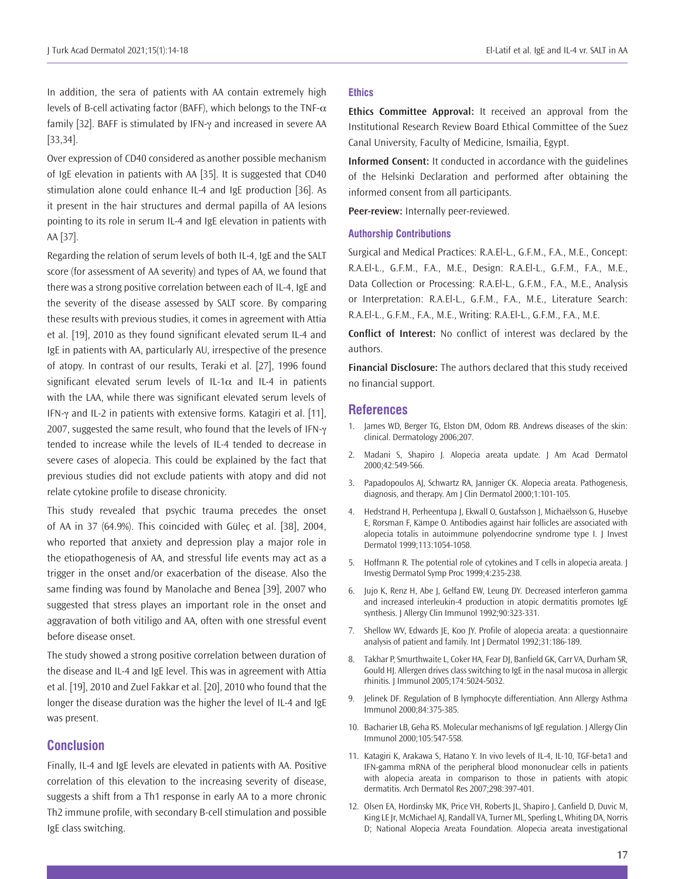In addition, the sera of patients with AA contain extremely high levels of B-cell activating factor (BAFF), which belongs to the TNF-$\alpha$ family [32]. BAFF is stimulated by IFN-$\gamma$ and increased in severe AA [33,34].

Over expression of CD40 considered as another possible mechanism of IgE elevation in patients with AA [35]. It is suggested that CD40 stimulation alone could enhance IL-4 and IgE production [36]. As it present in the hair structures and dermal papilla of AA lesions pointing to its role in serum IL-4 and IgE elevation in patients with AA [37].

Regarding the relation of serum levels of both IL-4, IgE and the SALT score (for assessment of AA severity) and types of AA, we found that there was a strong positive correlation between each of IL-4, IgE and the severity of the disease assessed by SALT score. By comparing these results with previous studies, it comes in agreement with Attia et al. [19], 2010 as they found significant elevated serum IL-4 and IgE in patients with AA, particularly AU, irrespective of the presence of atopy. In contrast of our results, Teraki et al. [27], 1996 found significant elevated serum levels of IL-1$\alpha$ and IL-4 in patients with the LAA, while there was significant elevated serum levels of IFN-$\gamma$ and IL-2 in patients with extensive forms. Katagiri et al. [11], 2007, suggested the same result, who found that the levels of IFN-$\gamma$ tended to increase while the levels of IL-4 tended to decrease in severe cases of alopecia. This could be explained by the fact that previous studies did not exclude patients with atopy and did not relate cytokine profile to disease chronicity.

This study revealed that psychic trauma precedes the onset of AA in 37 (64.9%). This coincided with Güleç et al. [38], 2004, who reported that anxiety and depression play a major role in the etiopathogenesis of AA, and stressful life events may act as a trigger in the onset and/or exacerbation of the disease. Also the same finding was found by Manolache and Benea [39], 2007 who suggested that stress playes an important role in the onset and aggravation of both vitiligo and AA, often with one stressful event before disease onset.

The study showed a strong positive correlation between duration of the disease and IL-4 and IgE level. This was in agreement with Attia et al. [19], 2010 and Zuel Fakkar et al. [20], 2010 who found that the longer the disease duration was the higher the level of IL-4 and IgE was present.

## Conclusion

Finally, IL-4 and IgE levels are elevated in patients with AA. Positive correlation of this elevation to the increasing severity of disease, suggests a shift from a Th1 response in early AA to a more chronic Th2 immune profile, with secondary B-cell stimulation and possible IgE class switching.

### Ethics

**Ethics Committee Approval:** It received an approval from the Institutional Research Review Board Ethical Committee of the Suez Canal University, Faculty of Medicine, Ismailia, Egypt.

**Informed Consent:** It conducted in accordance with the guidelines of the Helsinki Declaration and performed after obtaining the informed consent from all participants.

**Peer-review:** Internally peer-reviewed.

### Authorship Contributions

Surgical and Medical Practices: R.A.El-L., G.F.M., F.A., M.E., Concept: R.A.El-L., G.F.M., F.A., M.E., Design: R.A.El-L., G.F.M., F.A., M.E., Data Collection or Processing: R.A.El-L., G.F.M., F.A., M.E., Analysis or Interpretation: R.A.El-L., G.F.M., F.A., M.E., Literature Search: R.A.El-L., G.F.M., F.A., M.E., Writing: R.A.El-L., G.F.M., F.A., M.E.

**Conflict of Interest:** No conflict of interest was declared by the authors.

**Financial Disclosure:** The authors declared that this study received no financial support.

## References

1. James WD, Berger TG, Elston DM, Odom RB. Andrews diseases of the skin: clinical. Dermatology 2006;207.
2. Madani S, Shapiro J. Alopecia areata update. J Am Acad Dermatol 2000;42:549-566.
3. Papadopoulos AJ, Schwartz RA, Janniger CK. Alopecia areata. Pathogenesis, diagnosis, and therapy. Am J Clin Dermatol 2000;1:101-105.
4. Hedstrand H, Perheentupa J, Ekwall O, Gustafsson J, Michaëlsson G, Husebye E, Rorsman F, Kämpe O. Antibodies against hair follicles are associated with alopecia totalis in autoimmune polyendocrine syndrome type I. J Invest Dermatol 1999;113:1054-1058.
5. Hoffmann R. The potential role of cytokines and T cells in alopecia areata. J Investig Dermatol Symp Proc 1999;4:235-238.
6. Jujo K, Renz H, Abe J, Gelfand EW, Leung DY. Decreased interferon gamma and increased interleukin-4 production in atopic dermatitis promotes IgE synthesis. J Allergy Clin Immunol 1992;90:323-331.
7. Shellow WV, Edwards JE, Koo JY. Profile of alopecia areata: a questionnaire analysis of patient and family. Int J Dermatol 1992;31:186-189.
8. Takhar P, Smurthwaite L, Coker HA, Fear DJ, Banfield GK, Carr VA, Durham SR, Gould HJ. Allergen drives class switching to IgE in the nasal mucosa in allergic rhinitis. J Immunol 2005;174:5024-5032.
9. Jelinek DF. Regulation of B lymphocyte differentiation. Ann Allergy Asthma Immunol 2000;84:375-385.
10. Bacharier LB, Geha RS. Molecular mechanisms of IgE regulation. J Allergy Clin Immunol 2000;105:547-558.
11. Katagiri K, Arakawa S, Hatano Y. In vivo levels of IL-4, IL-10, TGF-beta1 and IFN-gamma mRNA of the peripheral blood mononuclear cells in patients with alopecia areata in comparison to those in patients with atopic dermatitis. Arch Dermatol Res 2007;298:397-401.
12. Olsen EA, Hordinsky MK, Price VH, Roberts JL, Shapiro J, Canfield D, Duvic M, King LE Jr, McMichael AJ, Randall VA, Turner ML, Sperling L, Whiting DA, Norris D; National Alopecia Areata Foundation. Alopecia areata investigational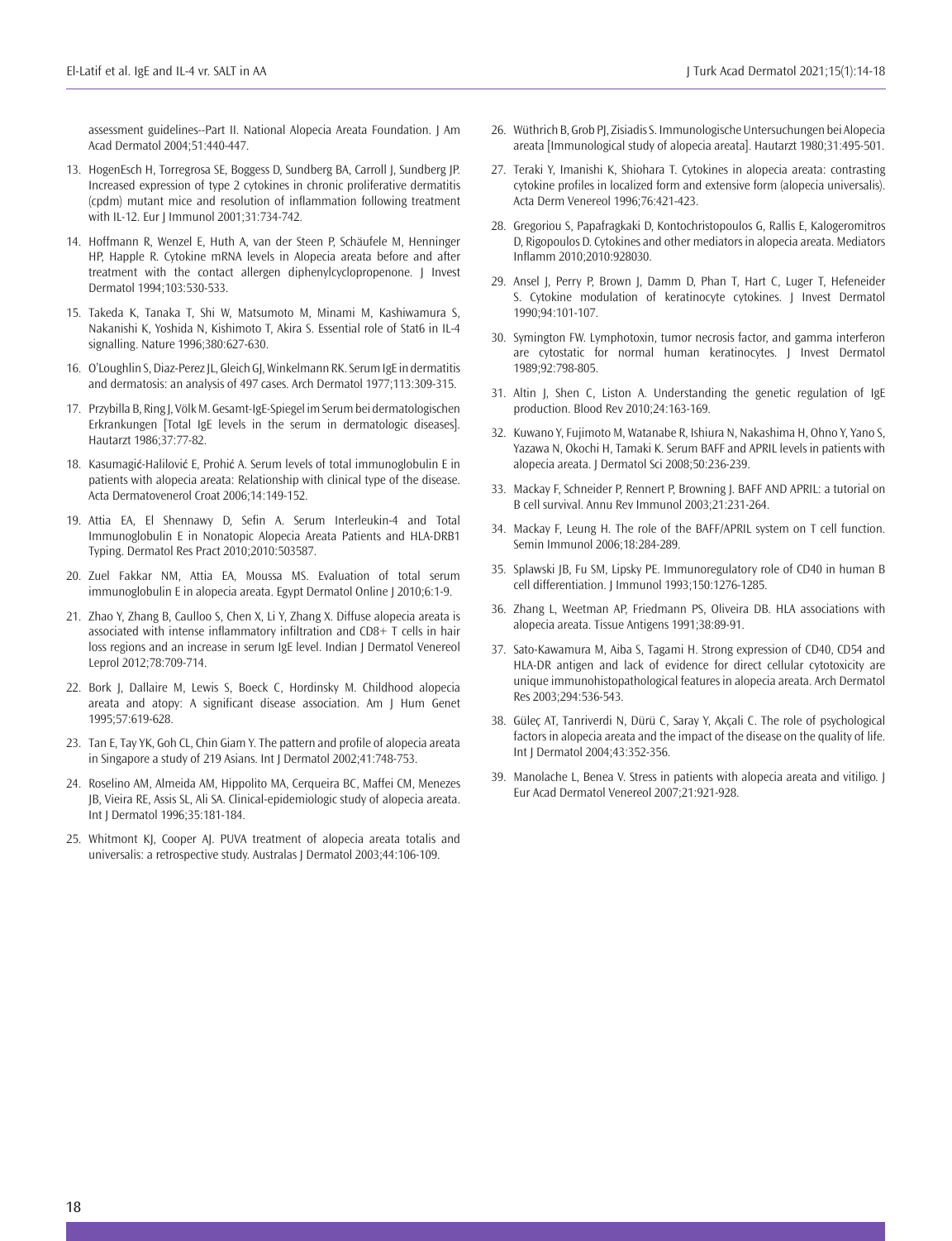assessment guidelines--Part II. National Alopecia Areata Foundation. J Am Acad Dermatol 2004;51:440-447.

13. HogenEsch H, Torregrosa SE, Boggess D, Sundberg BA, Carroll J, Sundberg JP. Increased expression of type 2 cytokines in chronic proliferative dermatitis (cpdm) mutant mice and resolution of inflammation following treatment with IL-12. Eur J Immunol 2001;31:734-742.
14. Hoffmann R, Wenzel E, Huth A, van der Steen P, Schäufele M, Henninger HP, Happle R. Cytokine mRNA levels in Alopecia areata before and after treatment with the contact allergen diphenylcyclopropenone. J Invest Dermatol 1994;103:530-533.
15. Takeda K, Tanaka T, Shi W, Matsumoto M, Minami M, Kashiwamura S, Nakanishi K, Yoshida N, Kishimoto T, Akira S. Essential role of Stat6 in IL-4 signalling. Nature 1996;380:627-630.
16. O'Loughlin S, Diaz-Perez JL, Gleich GJ, Winkelmann RK. Serum IgE in dermatitis and dermatosis: an analysis of 497 cases. Arch Dermatol 1977;113:309-315.
17. Przybilla B, Ring J, Völk M. Gesamt-IgE-Spiegel im Serum bei dermatologischen Erkrankungen [Total IgE levels in the serum in dermatologic diseases]. Hautarzt 1986;37:77-82.
18. Kasumagić-Halilović E, Prohić A. Serum levels of total immunoglobulin E in patients with alopecia areata: Relationship with clinical type of the disease. Acta Dermatovenerol Croat 2006;14:149-152.
19. Attia EA, El Shennawy D, Sefin A. Serum Interleukin-4 and Total Immunoglobulin E in Nonatopic Alopecia Areata Patients and HLA-DRB1 Typing. Dermatol Res Pract 2010;2010:503587.
20. Zuel Fakkar NM, Attia EA, Moussa MS. Evaluation of total serum immunoglobulin E in alopecia areata. Egypt Dermatol Online J 2010;6:1-9.
21. Zhao Y, Zhang B, Caulloo S, Chen X, Li Y, Zhang X. Diffuse alopecia areata is associated with intense inflammatory infiltration and CD8+ T cells in hair loss regions and an increase in serum IgE level. Indian J Dermatol Venereol Leprol 2012;78:709-714.
22. Bork J, Dallaire M, Lewis S, Boeck C, Hordinsky M. Childhood alopecia areata and atopy: A significant disease association. Am J Hum Genet 1995;57:619-628.
23. Tan E, Tay YK, Goh CL, Chin Giam Y. The pattern and profile of alopecia areata in Singapore a study of 219 Asians. Int J Dermatol 2002;41:748-753.
24. Roselino AM, Almeida AM, Hippolito MA, Cerqueira BC, Maffei CM, Menezes JB, Vieira RE, Assis SL, Ali SA. Clinical-epidemiologic study of alopecia areata. Int J Dermatol 1996;35:181-184.
25. Whitmont KJ, Cooper AJ. PUVA treatment of alopecia areata totalis and universalis: a retrospective study. Australas J Dermatol 2003;44:106-109.
26. Wüthrich B, Grob PJ, Zisiadis S. Immunologische Untersuchungen bei Alopecia areata [Immunological study of alopecia areata]. Hautarzt 1980;31:495-501.
27. Teraki Y, Imanishi K, Shiohara T. Cytokines in alopecia areata: contrasting cytokine profiles in localized form and extensive form (alopecia universalis). Acta Derm Venereol 1996;76:421-423.
28. Gregoriou S, Papafragkaki D, Kontochristopoulos G, Rallis E, Kalogeromitros D, Rigopoulos D. Cytokines and other mediators in alopecia areata. Mediators Inflamm 2010;2010:928030.
29. Ansel J, Perry P, Brown J, Damm D, Phan T, Hart C, Luger T, Hefeneider S. Cytokine modulation of keratinocyte cytokines. J Invest Dermatol 1990;94:101-107.
30. Symington FW. Lymphotoxin, tumor necrosis factor, and gamma interferon are cytostatic for normal human keratinocytes. J Invest Dermatol 1989;92:798-805.
31. Altin J, Shen C, Liston A. Understanding the genetic regulation of IgE production. Blood Rev 2010;24:163-169.
32. Kuwano Y, Fujimoto M, Watanabe R, Ishiura N, Nakashima H, Ohno Y, Yano S, Yazawa N, Okochi H, Tamaki K. Serum BAFF and APRIL levels in patients with alopecia areata. J Dermatol Sci 2008;50:236-239.
33. Mackay F, Schneider P, Rennert P, Browning J. BAFF AND APRIL: a tutorial on B cell survival. Annu Rev Immunol 2003;21:231-264.
34. Mackay F, Leung H. The role of the BAFF/APRIL system on T cell function. Semin Immunol 2006;18:284-289.
35. Splawski JB, Fu SM, Lipsky PE. Immunoregulatory role of CD40 in human B cell differentiation. J Immunol 1993;150:1276-1285.
36. Zhang L, Weetman AP, Friedmann PS, Oliveira DB. HLA associations with alopecia areata. Tissue Antigens 1991;38:89-91.
37. Sato-Kawamura M, Aiba S, Tagami H. Strong expression of CD40, CD54 and HLA-DR antigen and lack of evidence for direct cellular cytotoxicity are unique immunohistopathological features in alopecia areata. Arch Dermatol Res 2003;294:536-543.
38. Güleç AT, Tanriverdi N, Dürü C, Saray Y, Akçali C. The role of psychological factors in alopecia areata and the impact of the disease on the quality of life. Int J Dermatol 2004;43:352-356.
39. Manolache L, Benea V. Stress in patients with alopecia areata and vitiligo. J Eur Acad Dermatol Venereol 2007;21:921-928.